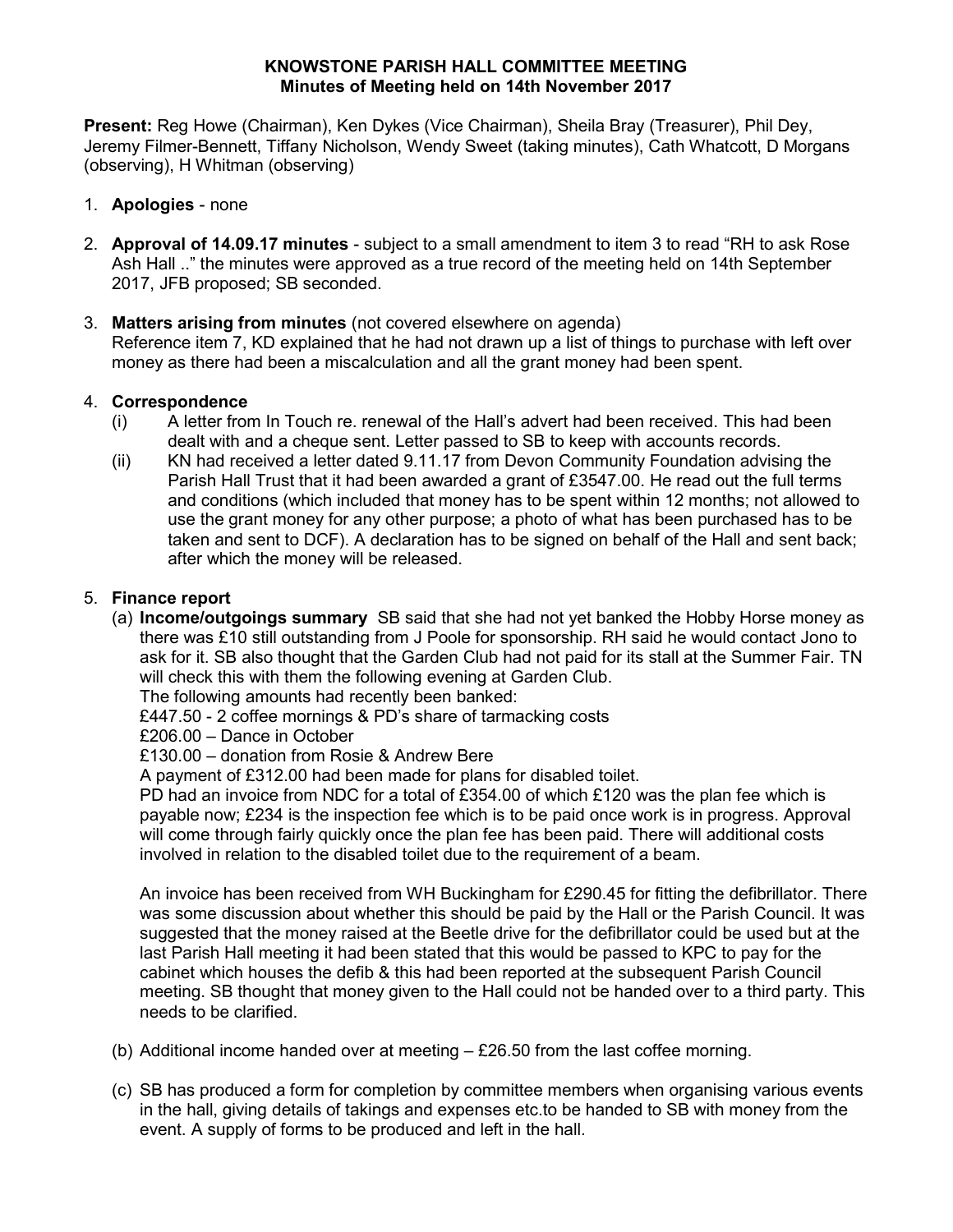# KNOWSTONE PARISH HALL COMMITTEE MEETING
## Minutes of Meeting held on 14th November 2017

**Present:** Reg Howe (Chairman), Ken Dykes (Vice Chairman), Sheila Bray (Treasurer), Phil Dey, Jeremy Filmer-Bennett, Tiffany Nicholson, Wendy Sweet (taking minutes), Cath Whatcott, D Morgans (observing), H Whitman (observing)

1. **Apologies** - none

2. **Approval of 14.09.17 minutes** - subject to a small amendment to item 3 to read "RH to ask Rose Ash Hall .." the minutes were approved as a true record of the meeting held on 14th September 2017, JFB proposed; SB seconded.

3. **Matters arising from minutes** (not covered elsewhere on agenda)
   Reference item 7, KD explained that he had not drawn up a list of things to purchase with left over money as there had been a miscalculation and all the grant money had been spent.

4. **Correspondence**
   (i) A letter from In Touch re. renewal of the Hall's advert had been received. This had been dealt with and a cheque sent. Letter passed to SB to keep with accounts records.
   (ii) KN had received a letter dated 9.11.17 from Devon Community Foundation advising the Parish Hall Trust that it had been awarded a grant of £3547.00. He read out the full terms and conditions (which included that money has to be spent within 12 months; not allowed to use the grant money for any other purpose; a photo of what has been purchased has to be taken and sent to DCF). A declaration has to be signed on behalf of the Hall and sent back; after which the money will be released.

5. **Finance report**
   (a) **Income/outgoings summary** SB said that she had not yet banked the Hobby Horse money as there was £10 still outstanding from J Poole for sponsorship. RH said he would contact Jono to ask for it. SB also thought that the Garden Club had not paid for its stall at the Summer Fair. TN will check this with them the following evening at Garden Club.
   The following amounts had recently been banked:
   £447.50 - 2 coffee mornings & PD's share of tarmacking costs
   £206.00 – Dance in October
   £130.00 – donation from Rosie & Andrew Bere
   A payment of £312.00 had been made for plans for disabled toilet.
   PD had an invoice from NDC for a total of £354.00 of which £120 was the plan fee which is payable now; £234 is the inspection fee which is to be paid once work is in progress. Approval will come through fairly quickly once the plan fee has been paid. There will additional costs involved in relation to the disabled toilet due to the requirement of a beam.

   An invoice has been received from WH Buckingham for £290.45 for fitting the defibrillator. There was some discussion about whether this should be paid by the Hall or the Parish Council. It was suggested that the money raised at the Beetle drive for the defibrillator could be used but at the last Parish Hall meeting it had been stated that this would be passed to KPC to pay for the cabinet which houses the defib & this had been reported at the subsequent Parish Council meeting. SB thought that money given to the Hall could not be handed over to a third party. This needs to be clarified.

   (b) Additional income handed over at meeting – £26.50 from the last coffee morning.

   (c) SB has produced a form for completion by committee members when organising various events in the hall, giving details of takings and expenses etc.to be handed to SB with money from the event. A supply of forms to be produced and left in the hall.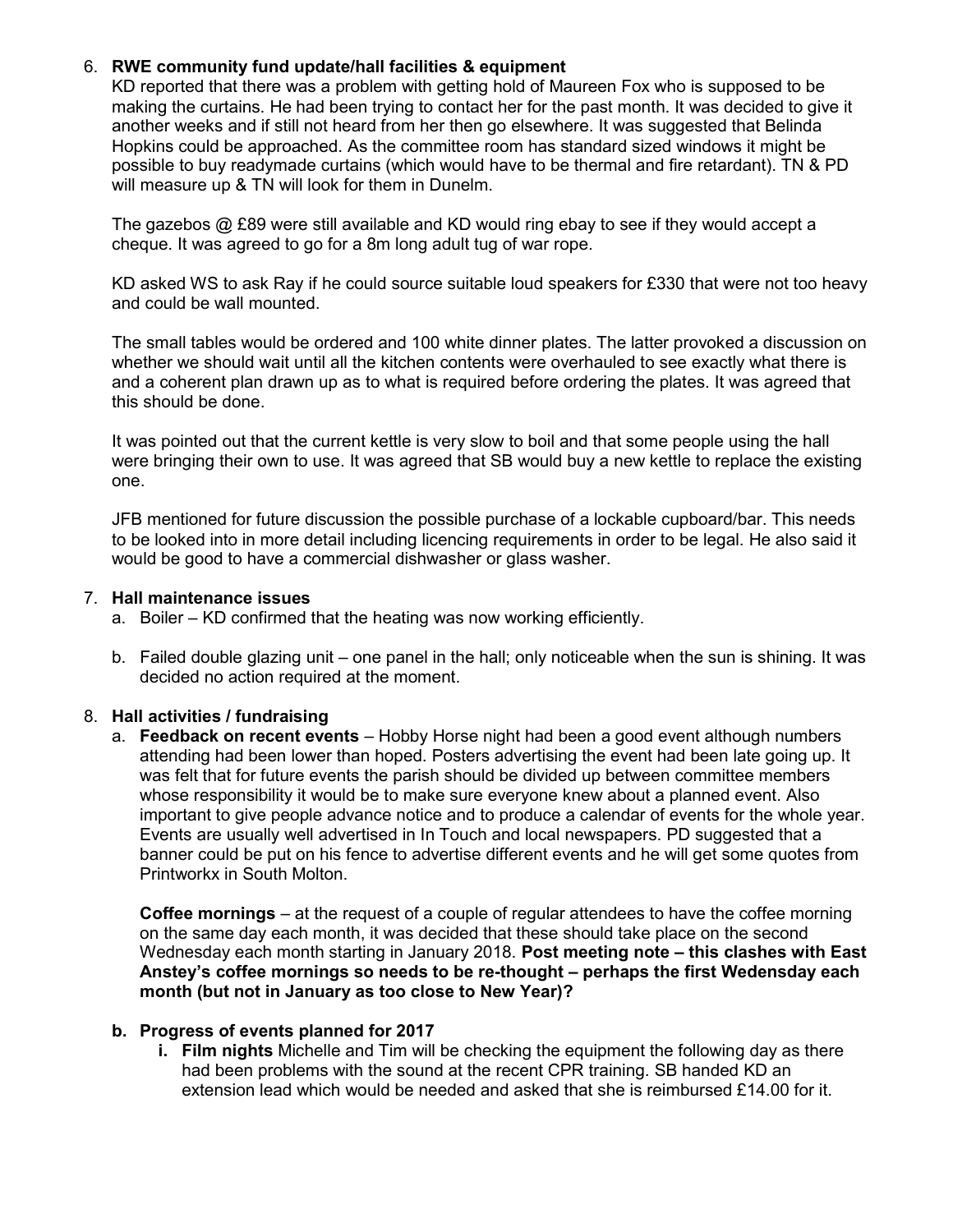6. **RWE community fund update/hall facilities & equipment**

   KD reported that there was a problem with getting hold of Maureen Fox who is supposed to be making the curtains. He had been trying to contact her for the past month. It was decided to give it another weeks and if still not heard from her then go elsewhere. It was suggested that Belinda Hopkins could be approached. As the committee room has standard sized windows it might be possible to buy readymade curtains (which would have to be thermal and fire retardant). TN & PD will measure up & TN will look for them in Dunelm.

   The gazebos @ £89 were still available and KD would ring ebay to see if they would accept a cheque. It was agreed to go for a 8m long adult tug of war rope.

   KD asked WS to ask Ray if he could source suitable loud speakers for £330 that were not too heavy and could be wall mounted.

   The small tables would be ordered and 100 white dinner plates. The latter provoked a discussion on whether we should wait until all the kitchen contents were overhauled to see exactly what there is and a coherent plan drawn up as to what is required before ordering the plates. It was agreed that this should be done.

   It was pointed out that the current kettle is very slow to boil and that some people using the hall were bringing their own to use. It was agreed that SB would buy a new kettle to replace the existing one.

   JFB mentioned for future discussion the possible purchase of a lockable cupboard/bar. This needs to be looked into in more detail including licencing requirements in order to be legal. He also said it would be good to have a commercial dishwasher or glass washer.

7. **Hall maintenance issues**
   a. Boiler – KD confirmed that the heating was now working efficiently.

   b. Failed double glazing unit – one panel in the hall; only noticeable when the sun is shining. It was decided no action required at the moment.

8. **Hall activities / fundraising**
   a. **Feedback on recent events** – Hobby Horse night had been a good event although numbers attending had been lower than hoped. Posters advertising the event had been late going up. It was felt that for future events the parish should be divided up between committee members whose responsibility it would be to make sure everyone knew about a planned event. Also important to give people advance notice and to produce a calendar of events for the whole year. Events are usually well advertised in In Touch and local newspapers. PD suggested that a banner could be put on his fence to advertise different events and he will get some quotes from Printworkx in South Molton.

   **Coffee mornings** – at the request of a couple of regular attendees to have the coffee morning on the same day each month, it was decided that these should take place on the second Wednesday each month starting in January 2018. **Post meeting note – this clashes with East Anstey's coffee mornings so needs to be re-thought – perhaps the first Wedensday each month (but not in January as too close to New Year)?**

   **b. Progress of events planned for 2017**
      **i. Film nights** Michelle and Tim will be checking the equipment the following day as there had been problems with the sound at the recent CPR training. SB handed KD an extension lead which would be needed and asked that she is reimbursed £14.00 for it.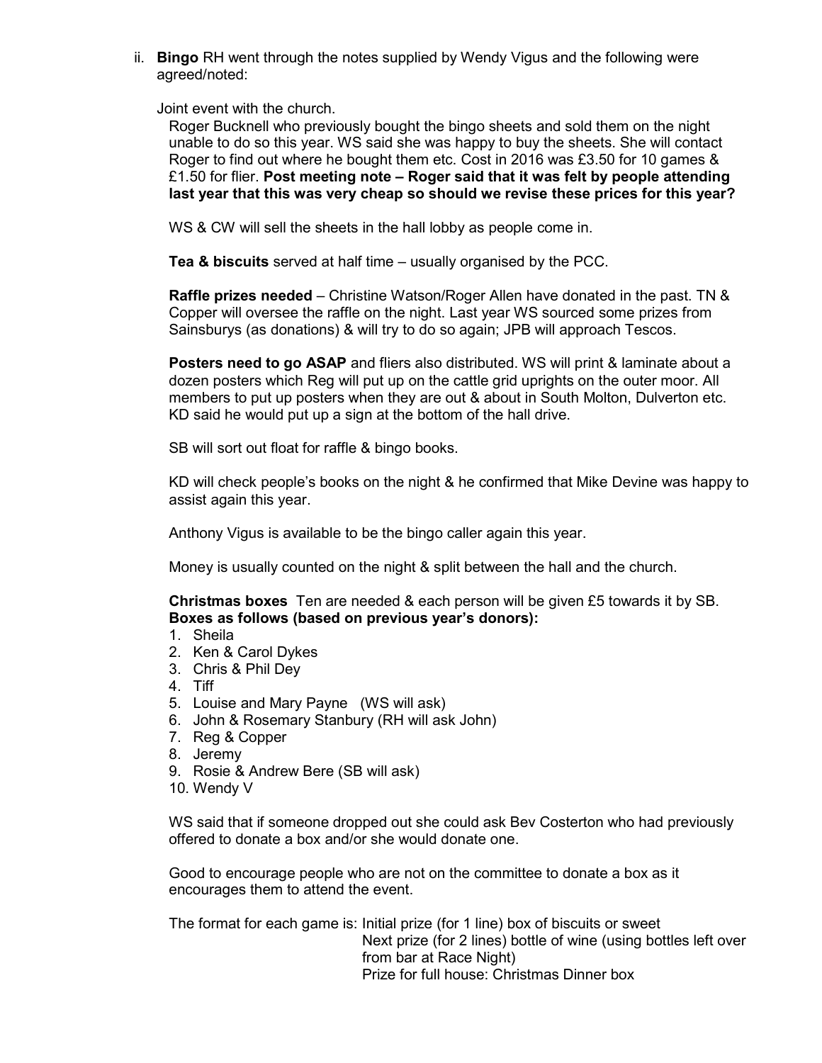ii. **Bingo** RH went through the notes supplied by Wendy Vigus and the following were agreed/noted:

Joint event with the church.

Roger Bucknell who previously bought the bingo sheets and sold them on the night unable to do so this year. WS said she was happy to buy the sheets. She will contact Roger to find out where he bought them etc. Cost in 2016 was £3.50 for 10 games & £1.50 for flier. **Post meeting note – Roger said that it was felt by people attending last year that this was very cheap so should we revise these prices for this year?**

WS & CW will sell the sheets in the hall lobby as people come in.

**Tea & biscuits** served at half time – usually organised by the PCC.

**Raffle prizes needed** – Christine Watson/Roger Allen have donated in the past. TN & Copper will oversee the raffle on the night. Last year WS sourced some prizes from Sainsburys (as donations) & will try to do so again; JPB will approach Tescos.

**Posters need to go ASAP** and fliers also distributed. WS will print & laminate about a dozen posters which Reg will put up on the cattle grid uprights on the outer moor. All members to put up posters when they are out & about in South Molton, Dulverton etc. KD said he would put up a sign at the bottom of the hall drive.

SB will sort out float for raffle & bingo books.

KD will check people's books on the night & he confirmed that Mike Devine was happy to assist again this year.

Anthony Vigus is available to be the bingo caller again this year.

Money is usually counted on the night & split between the hall and the church.

**Christmas boxes** Ten are needed & each person will be given £5 towards it by SB. **Boxes as follows (based on previous year's donors):**

1. Sheila
2. Ken & Carol Dykes
3. Chris & Phil Dey
4. Tiff
5. Louise and Mary Payne (WS will ask)
6. John & Rosemary Stanbury (RH will ask John)
7. Reg & Copper
8. Jeremy
9. Rosie & Andrew Bere (SB will ask)
10. Wendy V

WS said that if someone dropped out she could ask Bev Costerton who had previously offered to donate a box and/or she would donate one.

Good to encourage people who are not on the committee to donate a box as it encourages them to attend the event.

The format for each game is: Initial prize (for 1 line) box of biscuits or sweet
Next prize (for 2 lines) bottle of wine (using bottles left over from bar at Race Night)
Prize for full house: Christmas Dinner box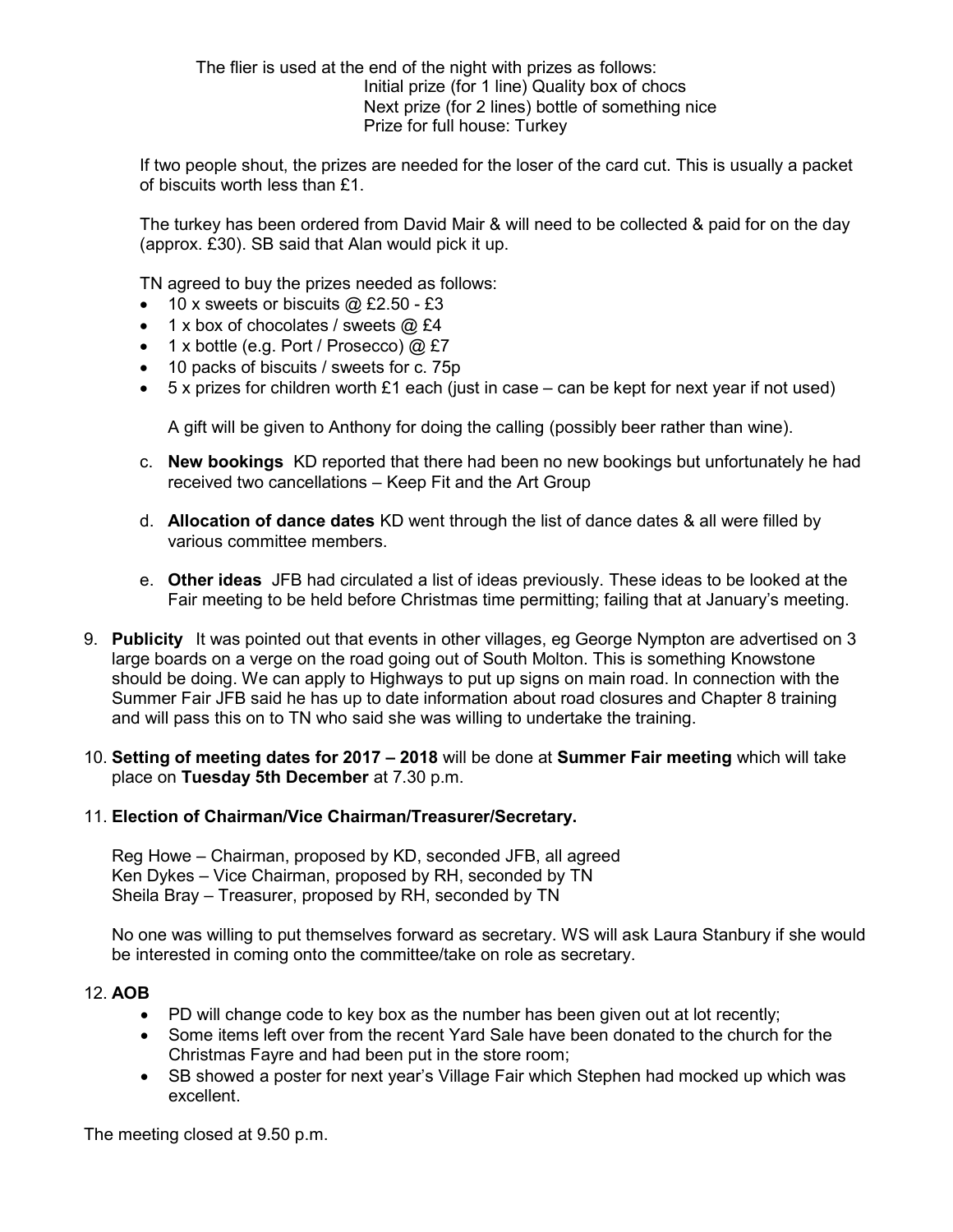The flier is used at the end of the night with prizes as follows:
Initial prize (for 1 line) Quality box of chocs
Next prize (for 2 lines) bottle of something nice
Prize for full house: Turkey

If two people shout, the prizes are needed for the loser of the card cut. This is usually a packet of biscuits worth less than £1.

The turkey has been ordered from David Mair & will need to be collected & paid for on the day (approx. £30). SB said that Alan would pick it up.

TN agreed to buy the prizes needed as follows:

- 10 x sweets or biscuits @ £2.50 - £3
- 1 x box of chocolates / sweets @ £4
- 1 x bottle (e.g. Port / Prosecco) @ £7
- 10 packs of biscuits / sweets for c. 75p
- 5 x prizes for children worth £1 each (just in case – can be kept for next year if not used)

A gift will be given to Anthony for doing the calling (possibly beer rather than wine).

c. **New bookings** KD reported that there had been no new bookings but unfortunately he had received two cancellations – Keep Fit and the Art Group

d. **Allocation of dance dates** KD went through the list of dance dates & all were filled by various committee members.

e. **Other ideas** JFB had circulated a list of ideas previously. These ideas to be looked at the Fair meeting to be held before Christmas time permitting; failing that at January's meeting.

9. **Publicity** It was pointed out that events in other villages, eg George Nympton are advertised on 3 large boards on a verge on the road going out of South Molton. This is something Knowstone should be doing. We can apply to Highways to put up signs on main road. In connection with the Summer Fair JFB said he has up to date information about road closures and Chapter 8 training and will pass this on to TN who said she was willing to undertake the training.

10. **Setting of meeting dates for 2017 – 2018** will be done at **Summer Fair meeting** which will take place on **Tuesday 5th December** at 7.30 p.m.

11. **Election of Chairman/Vice Chairman/Treasurer/Secretary.**

Reg Howe – Chairman, proposed by KD, seconded JFB, all agreed
Ken Dykes – Vice Chairman, proposed by RH, seconded by TN
Sheila Bray – Treasurer, proposed by RH, seconded by TN

No one was willing to put themselves forward as secretary. WS will ask Laura Stanbury if she would be interested in coming onto the committee/take on role as secretary.

12. **AOB**

- PD will change code to key box as the number has been given out at lot recently;
- Some items left over from the recent Yard Sale have been donated to the church for the Christmas Fayre and had been put in the store room;
- SB showed a poster for next year's Village Fair which Stephen had mocked up which was excellent.

The meeting closed at 9.50 p.m.